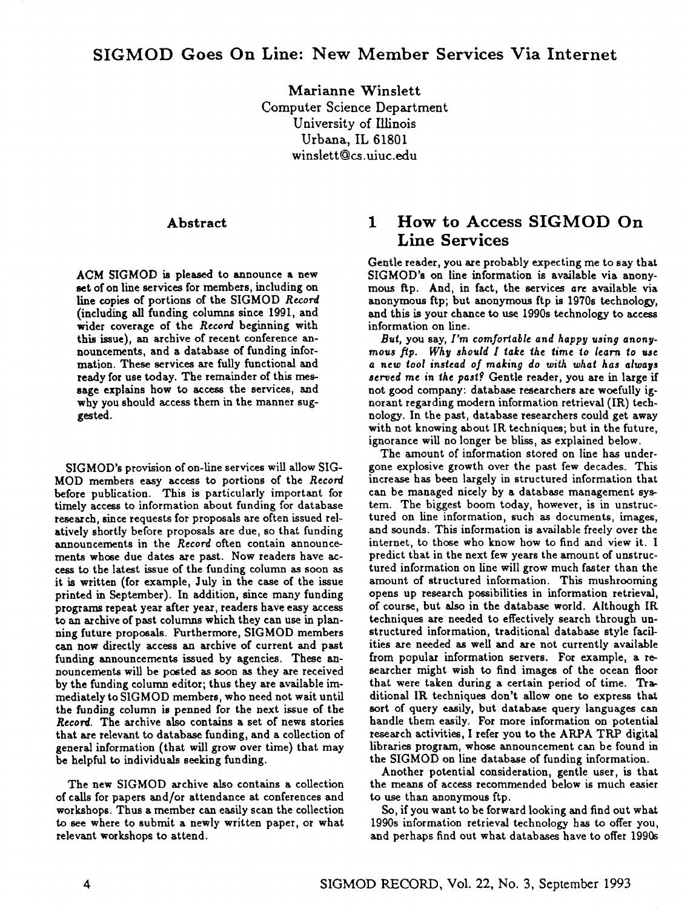# SIGMOD Goes On Line: New Member Services Via Internet

Marianne Winslett
Computer Science Department
University of Illinois
Urbana, IL 61801
winslett@cs.uiuc.edu

### Abstract

ACM SIGMOD is pleased to announce a new set of on line services for members, including on line copies of portions of the SIGMOD *Record* (including all funding columns since 1991, and wider coverage of the *Record* beginning with this issue), an archive of recent conference announcements, and a database of funding information. These services are fully functional and ready for use today. The remainder of this message explains how to access the services, and why you should access them in the manner suggested.

SIGMOD's provision of on-line services will allow SIGMOD members easy access to portions of the *Record* before publication. This is particularly important for timely access to information about funding for database research, since requests for proposals are often issued relatively shortly before proposals are due, so that funding announcements in the *Record* often contain announcements whose due dates are past. Now readers have access to the latest issue of the funding column as soon as it is written (for example, July in the case of the issue printed in September). In addition, since many funding programs repeat year after year, readers have easy access to an archive of past columns which they can use in planning future proposals. Furthermore, SIGMOD members can now directly access an archive of current and past funding announcements issued by agencies. These announcements will be posted as soon as they are received by the funding column editor; thus they are available immediately to SIGMOD members, who need not wait until the funding column is penned for the next issue of the *Record*. The archive also contains a set of news stories that are relevant to database funding, and a collection of general information (that will grow over time) that may be helpful to individuals seeking funding.

The new SIGMOD archive also contains a collection of calls for papers and/or attendance at conferences and workshops. Thus a member can easily scan the collection to see where to submit a newly written paper, or what relevant workshops to attend.

## 1 How to Access SIGMOD On Line Services

Gentle reader, you are probably expecting me to say that SIGMOD's on line information is available via anonymous ftp. And, in fact, the services *are* available via anonymous ftp; but anonymous ftp is 1970s technology, and this is your chance to use 1990s technology to access information on line.

*But*, you say, *I'm comfortable and happy using anonymous ftp. Why should I take the time to learn to use a new tool instead of making do with what has always served me in the past?* Gentle reader, you are in large if not good company: database researchers are woefully ignorant regarding modern information retrieval (IR) technology. In the past, database researchers could get away with not knowing about IR techniques; but in the future, ignorance will no longer be bliss, as explained below.

The amount of information stored on line has undergone explosive growth over the past few decades. This increase has been largely in structured information that can be managed nicely by a database management system. The biggest boom today, however, is in unstructured on line information, such as documents, images, and sounds. This information is available freely over the internet, to those who know how to find and view it. I predict that in the next few years the amount of unstructured information on line will grow much faster than the amount of structured information. This mushrooming opens up research possibilities in information retrieval, of course, but also in the database world. Although IR techniques are needed to effectively search through unstructured information, traditional database style facilities are needed as well and are not currently available from popular information servers. For example, a researcher might wish to find images of the ocean floor that were taken during a certain period of time. Traditional IR techniques don't allow one to express that sort of query easily, but database query languages can handle them easily. For more information on potential research activities, I refer you to the ARPA TRP digital libraries program, whose announcement can be found in the SIGMOD on line database of funding information.

Another potential consideration, gentle user, is that the means of access recommended below is much easier to use than anonymous ftp.

So, if you want to be forward looking and find out what 1990s information retrieval technology has to offer you, and perhaps find out what databases have to offer 1990s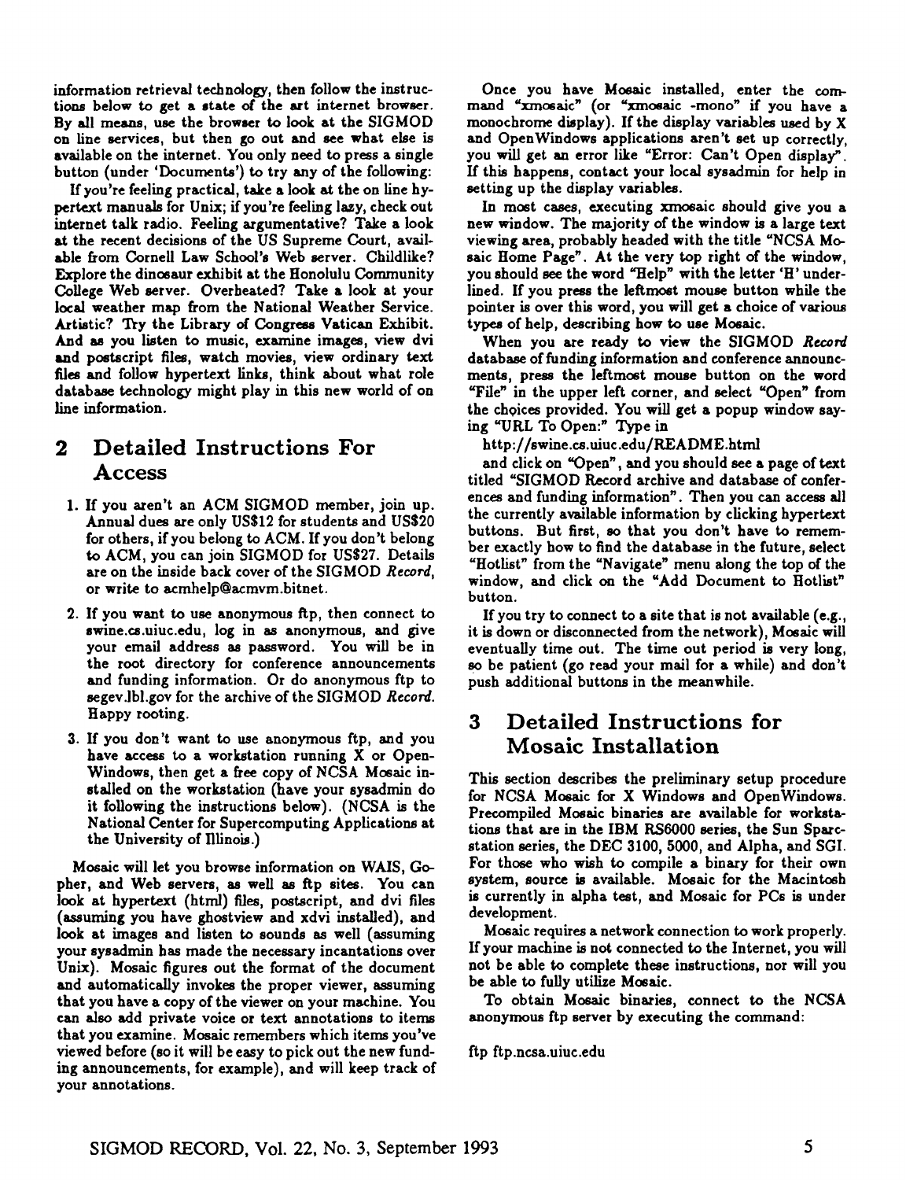information retrieval technology, then follow the instructions below to get a state of the art internet browser. By all means, use the browser to look at the SIGMOD on line services, but then go out and see what else is available on the internet. You only need to press a single button (under 'Documents') to try any of the following:

If you're feeling practical, take a look at the on line hypertext manuals for Unix; if you're feeling lazy, check out internet talk radio. Feeling argumentative? Take a look at the recent decisions of the US Supreme Court, available from Cornell Law School's Web server. Childlike? Explore the dinosaur exhibit at the Honolulu Community College Web server. Overheated? Take a look at your local weather map from the National Weather Service. Artistic? Try the Library of Congress Vatican Exhibit. And as you listen to music, examine images, view dvi and postscript files, watch movies, view ordinary text files and follow hypertext links, think about what role database technology might play in this new world of on line information.

## 2 Detailed Instructions For Access

1. If you aren't an ACM SIGMOD member, join up. Annual dues are only US$12 for students and US$20 for others, if you belong to ACM. If you don't belong to ACM, you can join SIGMOD for US$27. Details are on the inside back cover of the SIGMOD *Record*, or write to acmhelp@acmvm.bitnet.
2. If you want to use anonymous ftp, then connect to swine.cs.uiuc.edu, log in as anonymous, and give your email address as password. You will be in the root directory for conference announcements and funding information. Or do anonymous ftp to segev.lbl.gov for the archive of the SIGMOD *Record*. Happy rooting.
3. If you don't want to use anonymous ftp, and you have access to a workstation running X or OpenWindows, then get a free copy of NCSA Mosaic installed on the workstation (have your sysadmin do it following the instructions below). (NCSA is the National Center for Supercomputing Applications at the University of Illinois.)

Mosaic will let you browse information on WAIS, Gopher, and Web servers, as well as ftp sites. You can look at hypertext (html) files, postscript, and dvi files (assuming you have ghostview and xdvi installed), and look at images and listen to sounds as well (assuming your sysadmin has made the necessary incantations over Unix). Mosaic figures out the format of the document and automatically invokes the proper viewer, assuming that you have a copy of the viewer on your machine. You can also add private voice or text annotations to items that you examine. Mosaic remembers which items you've viewed before (so it will be easy to pick out the new funding announcements, for example), and will keep track of your annotations.

Once you have Mosaic installed, enter the command "xmosaic" (or "xmosaic -mono" if you have a monochrome display). If the display variables used by X and OpenWindows applications aren't set up correctly, you will get an error like "Error: Can't Open display". If this happens, contact your local sysadmin for help in setting up the display variables.

In most cases, executing xmosaic should give you a new window. The majority of the window is a large text viewing area, probably headed with the title "NCSA Mosaic Home Page". At the very top right of the window, you should see the word "Help" with the letter 'H' underlined. If you press the leftmost mouse button while the pointer is over this word, you will get a choice of various types of help, describing how to use Mosaic.

When you are ready to view the SIGMOD *Record* database of funding information and conference announcements, press the leftmost mouse button on the word "File" in the upper left corner, and select "Open" from the choices provided. You will get a popup window saying "URL To Open:" Type in

http://swine.cs.uiuc.edu/README.html

and click on "Open", and you should see a page of text titled "SIGMOD Record archive and database of conferences and funding information". Then you can access all the currently available information by clicking hypertext buttons. But first, so that you don't have to remember exactly how to find the database in the future, select "Hotlist" from the "Navigate" menu along the top of the window, and click on the "Add Document to Hotlist" button.

If you try to connect to a site that is not available (e.g., it is down or disconnected from the network), Mosaic will eventually time out. The time out period is very long, so be patient (go read your mail for a while) and don't push additional buttons in the meanwhile.

## 3 Detailed Instructions for Mosaic Installation

This section describes the preliminary setup procedure for NCSA Mosaic for X Windows and OpenWindows. Precompiled Mosaic binaries are available for workstations that are in the IBM RS6000 series, the Sun Sparcstation series, the DEC 3100, 5000, and Alpha, and SGI. For those who wish to compile a binary for their own system, source is available. Mosaic for the Macintosh is currently in alpha test, and Mosaic for PCs is under development.

Mosaic requires a network connection to work properly. If your machine is not connected to the Internet, you will not be able to complete these instructions, nor will you be able to fully utilize Mosaic.

To obtain Mosaic binaries, connect to the NCSA anonymous ftp server by executing the command:

```
ftp ftp.ncsa.uiuc.edu
```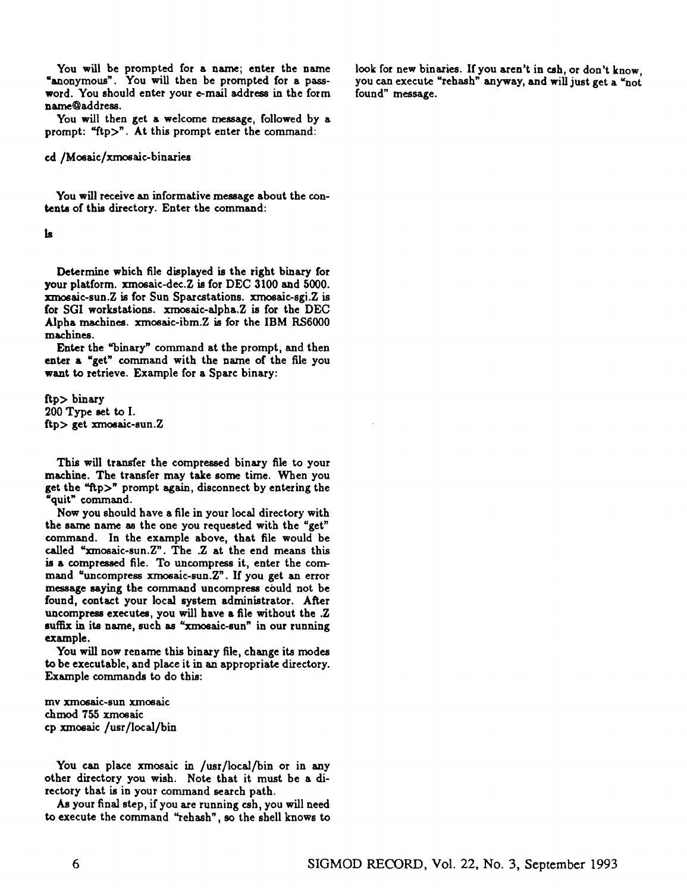You will be prompted for a name; enter the name "anonymous". You will then be prompted for a password. You should enter your e-mail address in the form name@address.

You will then get a welcome message, followed by a prompt: "ftp>". At this prompt enter the command:

```
cd /Mosaic/xmosaic-binaries
```

You will receive an informative message about the contents of this directory. Enter the command:

```
ls
```

Determine which file displayed is the right binary for your platform. xmosaic-dec.Z is for DEC 3100 and 5000. xmosaic-sun.Z is for Sun Sparcstations. xmosaic-sgi.Z is for SGI workstations. xmosaic-alpha.Z is for the DEC Alpha machines. xmosaic-ibm.Z is for the IBM RS6000 machines.

Enter the "binary" command at the prompt, and then enter a "get" command with the name of the file you want to retrieve. Example for a Sparc binary:

```
ftp> binary
200 Type set to I.
ftp> get xmosaic-sun.Z
```

This will transfer the compressed binary file to your machine. The transfer may take some time. When you get the "ftp>" prompt again, disconnect by entering the "quit" command.

Now you should have a file in your local directory with the same name as the one you requested with the "get" command. In the example above, that file would be called "xmosaic-sun.Z". The .Z at the end means this is a compressed file. To uncompress it, enter the command "uncompress xmosaic-sun.Z". If you get an error message saying the command uncompress could not be found, contact your local system administrator. After uncompress executes, you will have a file without the .Z suffix in its name, such as "xmosaic-sun" in our running example.

You will now rename this binary file, change its modes to be executable, and place it in an appropriate directory. Example commands to do this:

```
mv xmosaic-sun xmosaic
chmod 755 xmosaic
cp xmosaic /usr/local/bin
```

You can place xmosaic in /usr/local/bin or in any other directory you wish. Note that it must be a directory that is in your command search path.

As your final step, if you are running csh, you will need to execute the command "rehash", so the shell knows to look for new binaries. If you aren't in csh, or don't know, you can execute "rehash" anyway, and will just get a "not found" message.